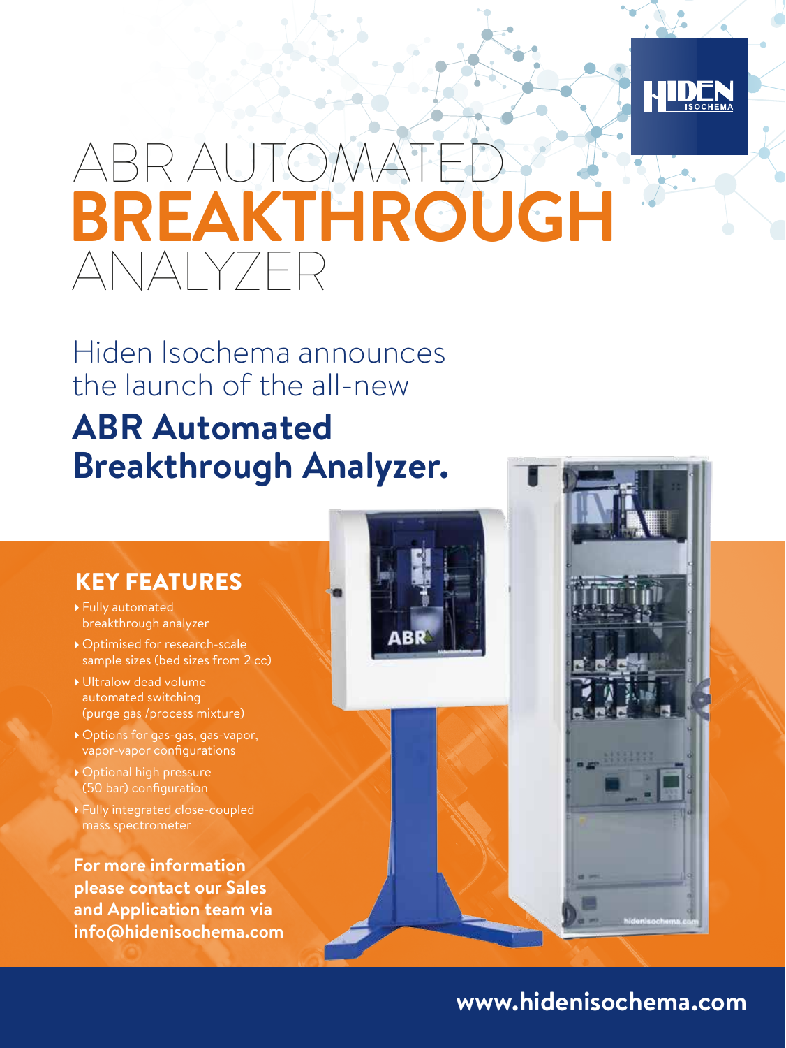# ABR AUTOMATED **BREAKTHROUGH** ANALYZER

Hiden Isochema announces the launch of the all-new

## ABR Automated Breakthrough Analyzer.

### KEY FEATURES

- Fully automated breakthrough analyzer
- Optimised for research-scale sample sizes (bed sizes from 2 cc)
- Ultralow dead volume automated switching (purge gas /process mixture)
- Options for gas-gas, gas-vapor, vapor-vapor configurations
- Optional high pressure (50 bar) configuration
- Fully integrated close-coupled mass spectrometer

**For more information please contact our Sales and Application team via info@hidenisochema.com**

**www.hidenisochema.com**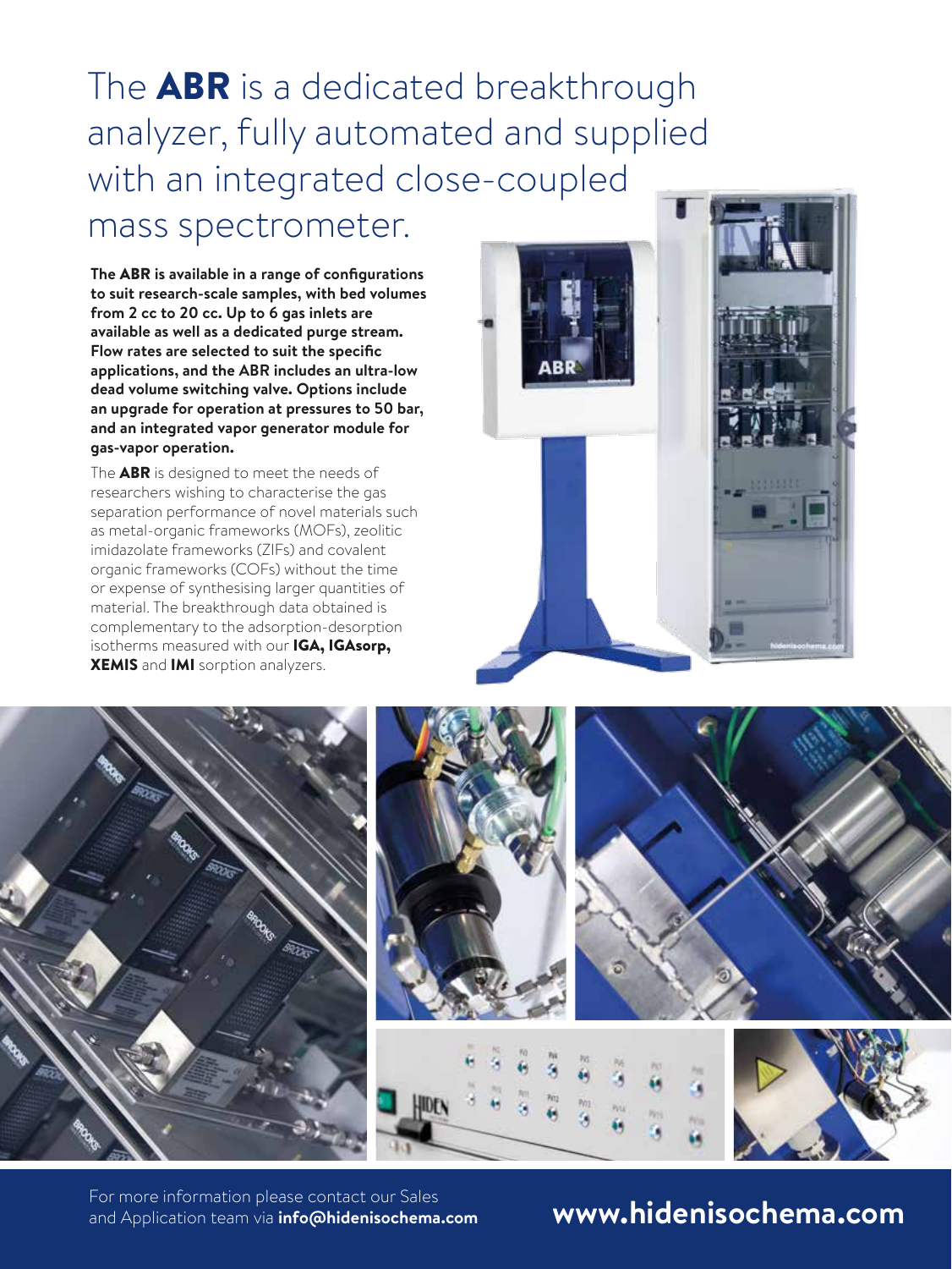# The **ABR** is a dedicated breakthrough analyzer, fully automated and supplied with an integrated close-coupled mass spectrometer.

**The ABR is available in a range of configurations to suit research-scale samples, with bed volumes from 2 cc to 20 cc. Up to 6 gas inlets are available as well as a dedicated purge stream. Flow rates are selected to suit the specific applications, and the ABR includes an ultra-low dead volume switching valve. Options include an upgrade for operation at pressures to 50 bar, and an integrated vapor generator module for gas-vapor operation.**

The **ABR** is designed to meet the needs of researchers wishing to characterise the gas separation performance of novel materials such as metal-organic frameworks (MOFs), zeolitic imidazolate frameworks (ZIFs) and covalent organic frameworks (COFs) without the time or expense of synthesising larger quantities of material. The breakthrough data obtained is complementary to the adsorption-desorption isotherms measured with our **IGA, IGAsorp, XEMIS** and **IMI** sorption analyzers.

For more information please contact our Sales and Application team via **info@hidenisochema.com**

**www.hidenisochema.com**